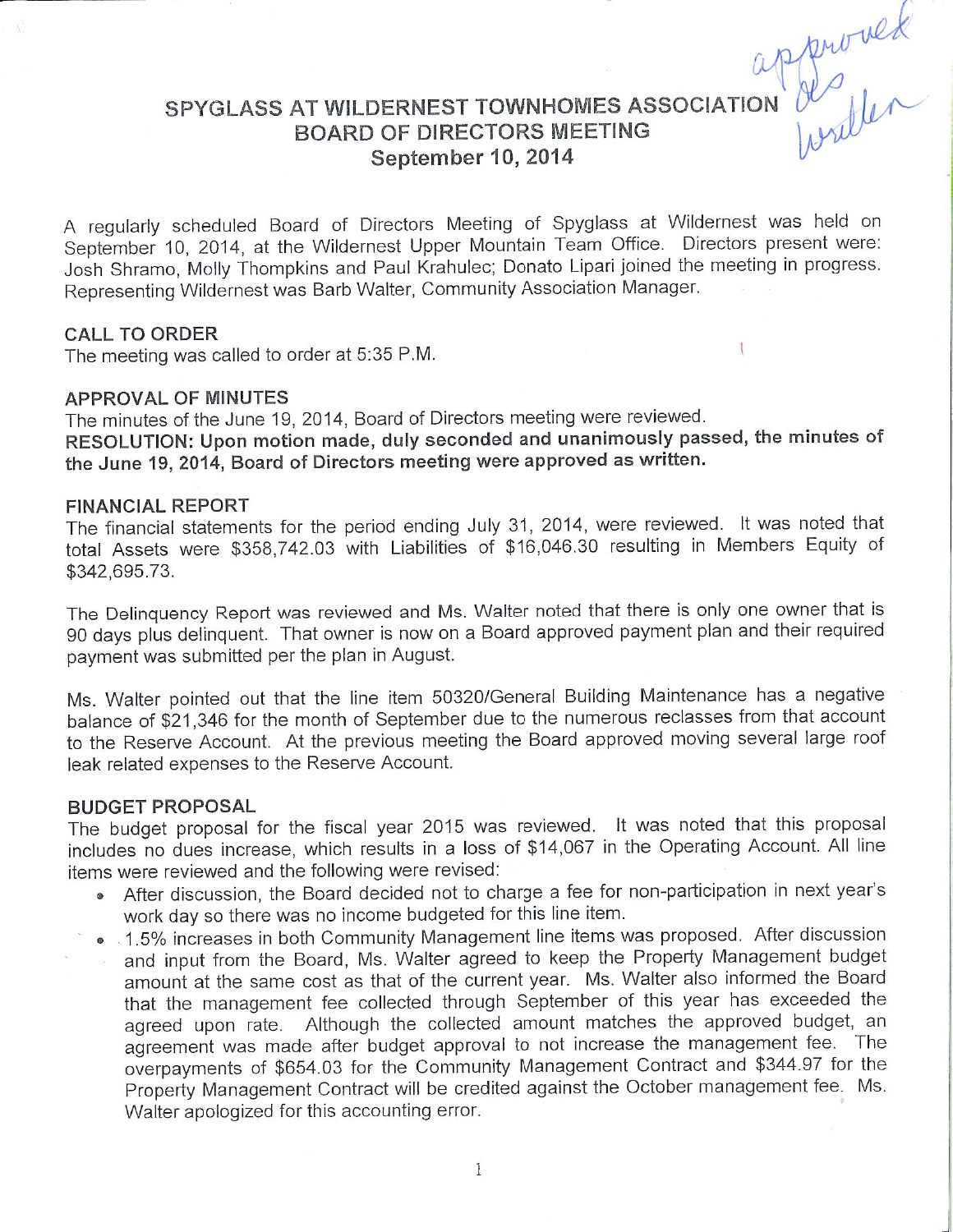approved as written

# SPYGLASS AT WILDERNEST TOWNHOMES ASSOCIATION
## BOARD OF DIRECTORS MEETING
### September 10, 2014

A regularly scheduled Board of Directors Meeting of Spyglass at Wildernest was held on September 10, 2014, at the Wildernest Upper Mountain Team Office. Directors present were: Josh Shramo, Molly Thompkins and Paul Krahulec; Donato Lipari joined the meeting in progress. Representing Wildernest was Barb Walter, Community Association Manager.

### CALL TO ORDER

The meeting was called to order at 5:35 P.M.

### APPROVAL OF MINUTES

The minutes of the June 19, 2014, Board of Directors meeting were reviewed.

**RESOLUTION: Upon motion made, duly seconded and unanimously passed, the minutes of the June 19, 2014, Board of Directors meeting were approved as written.**

### FINANCIAL REPORT

The financial statements for the period ending July 31, 2014, were reviewed. It was noted that total Assets were $358,742.03 with Liabilities of $16,046.30 resulting in Members Equity of $342,695.73.

The Delinquency Report was reviewed and Ms. Walter noted that there is only one owner that is 90 days plus delinquent. That owner is now on a Board approved payment plan and their required payment was submitted per the plan in August.

Ms. Walter pointed out that the line item 50320/General Building Maintenance has a negative balance of $21,346 for the month of September due to the numerous reclasses from that account to the Reserve Account. At the previous meeting the Board approved moving several large roof leak related expenses to the Reserve Account.

### BUDGET PROPOSAL

The budget proposal for the fiscal year 2015 was reviewed. It was noted that this proposal includes no dues increase, which results in a loss of $14,067 in the Operating Account. All line items were reviewed and the following were revised:

- After discussion, the Board decided not to charge a fee for non-participation in next year's work day so there was no income budgeted for this line item.
- 1.5% increases in both Community Management line items was proposed. After discussion and input from the Board, Ms. Walter agreed to keep the Property Management budget amount at the same cost as that of the current year. Ms. Walter also informed the Board that the management fee collected through September of this year has exceeded the agreed upon rate. Although the collected amount matches the approved budget, an agreement was made after budget approval to not increase the management fee. The overpayments of $654.03 for the Community Management Contract and $344.97 for the Property Management Contract will be credited against the October management fee. Ms. Walter apologized for this accounting error.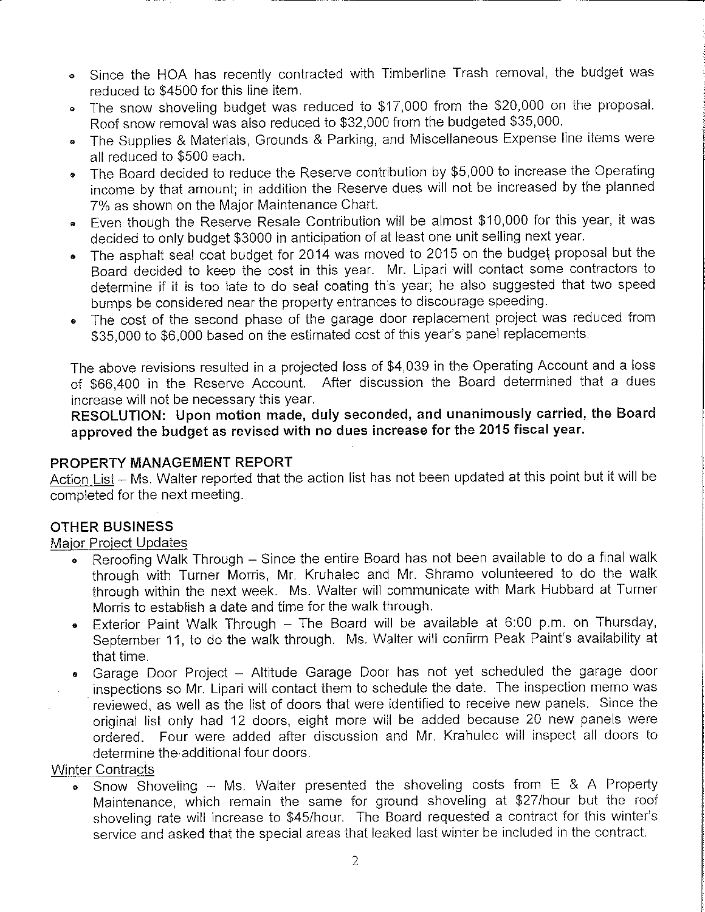- Since the HOA has recently contracted with Timberline Trash removal, the budget was reduced to $4500 for this line item.
- The snow shoveling budget was reduced to $17,000 from the $20,000 on the proposal. Roof snow removal was also reduced to $32,000 from the budgeted $35,000.
- The Supplies & Materials, Grounds & Parking, and Miscellaneous Expense line items were all reduced to $500 each.
- The Board decided to reduce the Reserve contribution by $5,000 to increase the Operating income by that amount; in addition the Reserve dues will not be increased by the planned 7% as shown on the Major Maintenance Chart.
- Even though the Reserve Resale Contribution will be almost $10,000 for this year, it was decided to only budget $3000 in anticipation of at least one unit selling next year.
- The asphalt seal coat budget for 2014 was moved to 2015 on the budget proposal but the Board decided to keep the cost in this year. Mr. Lipari will contact some contractors to determine if it is too late to do seal coating this year; he also suggested that two speed bumps be considered near the property entrances to discourage speeding.
- The cost of the second phase of the garage door replacement project was reduced from $35,000 to $6,000 based on the estimated cost of this year's panel replacements.

The above revisions resulted in a projected loss of $4,039 in the Operating Account and a loss of $66,400 in the Reserve Account. After discussion the Board determined that a dues increase will not be necessary this year.

**RESOLUTION: Upon motion made, duly seconded, and unanimously carried, the Board approved the budget as revised with no dues increase for the 2015 fiscal year.**

## PROPERTY MANAGEMENT REPORT

Action List – Ms. Walter reported that the action list has not been updated at this point but it will be completed for the next meeting.

## OTHER BUSINESS

Major Project Updates

- Reroofing Walk Through – Since the entire Board has not been available to do a final walk through with Turner Morris, Mr. Kruhalec and Mr. Shramo volunteered to do the walk through within the next week. Ms. Walter will communicate with Mark Hubbard at Turner Morris to establish a date and time for the walk through.
- Exterior Paint Walk Through – The Board will be available at 6:00 p.m. on Thursday, September 11, to do the walk through. Ms. Walter will confirm Peak Paint's availability at that time.
- Garage Door Project – Altitude Garage Door has not yet scheduled the garage door inspections so Mr. Lipari will contact them to schedule the date. The inspection memo was reviewed, as well as the list of doors that were identified to receive new panels. Since the original list only had 12 doors, eight more will be added because 20 new panels were ordered. Four were added after discussion and Mr. Krahulec will inspect all doors to determine the additional four doors.

Winter Contracts

- Snow Shoveling – Ms. Walter presented the shoveling costs from E & A Property Maintenance, which remain the same for ground shoveling at $27/hour but the roof shoveling rate will increase to $45/hour. The Board requested a contract for this winter's service and asked that the special areas that leaked last winter be included in the contract.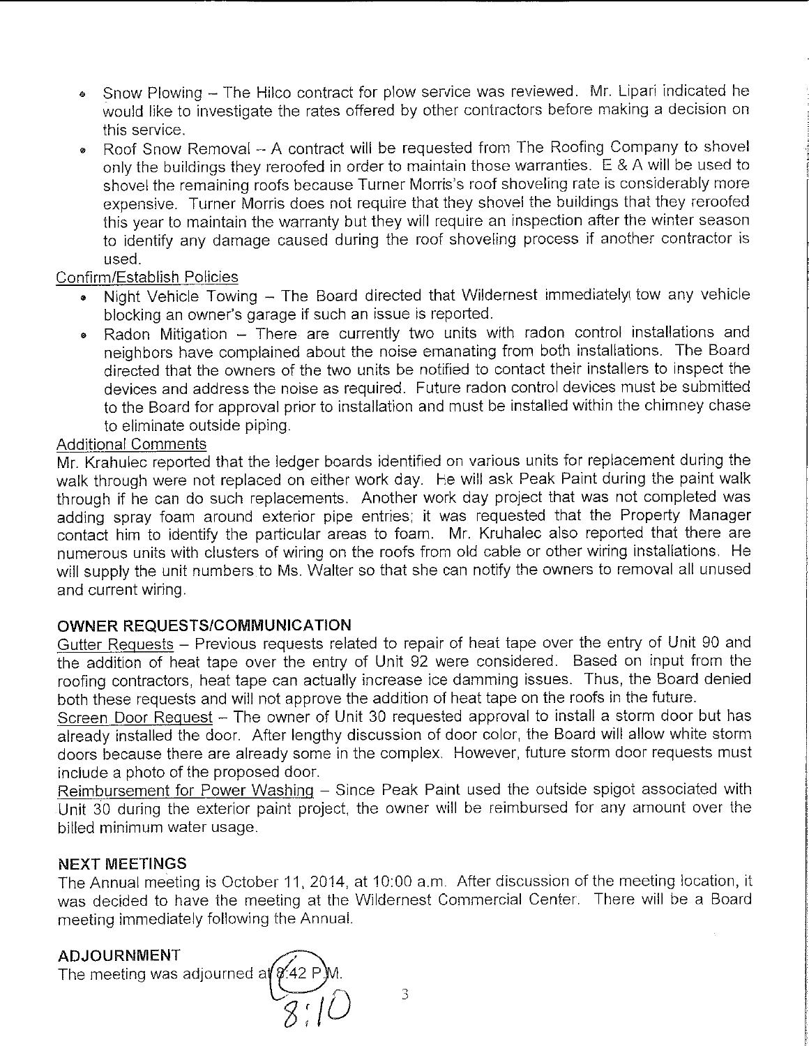- Snow Plowing – The Hilco contract for plow service was reviewed. Mr. Lipari indicated he would like to investigate the rates offered by other contractors before making a decision on this service.
- Roof Snow Removal – A contract will be requested from The Roofing Company to shovel only the buildings they reroofed in order to maintain those warranties. E & A will be used to shovel the remaining roofs because Turner Morris's roof shoveling rate is considerably more expensive. Turner Morris does not require that they shovel the buildings that they reroofed this year to maintain the warranty but they will require an inspection after the winter season to identify any damage caused during the roof shoveling process if another contractor is used.

Confirm/Establish Policies

- Night Vehicle Towing – The Board directed that Wildernest immediately tow any vehicle blocking an owner's garage if such an issue is reported.
- Radon Mitigation – There are currently two units with radon control installations and neighbors have complained about the noise emanating from both installations. The Board directed that the owners of the two units be notified to contact their installers to inspect the devices and address the noise as required. Future radon control devices must be submitted to the Board for approval prior to installation and must be installed within the chimney chase to eliminate outside piping.

Additional Comments

Mr. Krahulec reported that the ledger boards identified on various units for replacement during the walk through were not replaced on either work day. He will ask Peak Paint during the paint walk through if he can do such replacements. Another work day project that was not completed was adding spray foam around exterior pipe entries; it was requested that the Property Manager contact him to identify the particular areas to foam. Mr. Kruhalec also reported that there are numerous units with clusters of wiring on the roofs from old cable or other wiring installations. He will supply the unit numbers to Ms. Walter so that she can notify the owners to removal all unused and current wiring.

## OWNER REQUESTS/COMMUNICATION

Gutter Requests – Previous requests related to repair of heat tape over the entry of Unit 90 and the addition of heat tape over the entry of Unit 92 were considered. Based on input from the roofing contractors, heat tape can actually increase ice damming issues. Thus, the Board denied both these requests and will not approve the addition of heat tape on the roofs in the future.

Screen Door Request – The owner of Unit 30 requested approval to install a storm door but has already installed the door. After lengthy discussion of door color, the Board will allow white storm doors because there are already some in the complex. However, future storm door requests must include a photo of the proposed door.

Reimbursement for Power Washing – Since Peak Paint used the outside spigot associated with Unit 30 during the exterior paint project, the owner will be reimbursed for any amount over the billed minimum water usage.

## NEXT MEETINGS

The Annual meeting is October 11, 2014, at 10:00 a.m. After discussion of the meeting location, it was decided to have the meeting at the Wildernest Commercial Center. There will be a Board meeting immediately following the Annual.

## ADJOURNMENT

The meeting was adjourned at 8:42 P.M.

8:10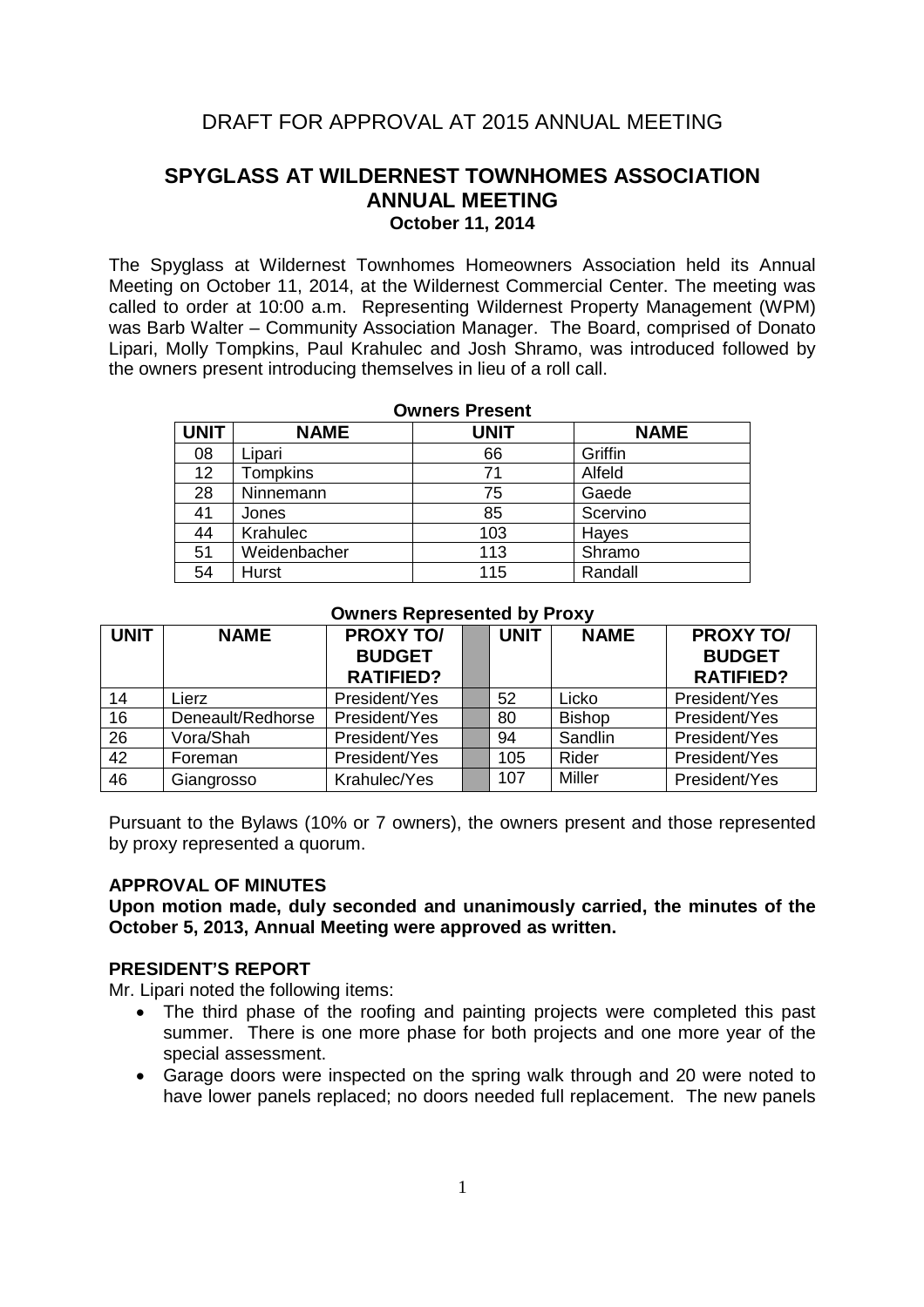DRAFT FOR APPROVAL AT 2015 ANNUAL MEETING

# SPYGLASS AT WILDERNEST TOWNHOMES ASSOCIATION ANNUAL MEETING

**October 11, 2014**

The Spyglass at Wildernest Townhomes Homeowners Association held its Annual Meeting on October 11, 2014, at the Wildernest Commercial Center. The meeting was called to order at 10:00 a.m. Representing Wildernest Property Management (WPM) was Barb Walter – Community Association Manager. The Board, comprised of Donato Lipari, Molly Tompkins, Paul Krahulec and Josh Shramo, was introduced followed by the owners present introducing themselves in lieu of a roll call.

**Owners Present**

| UNIT | NAME | UNIT | NAME |
|---|---|---|---|
| 08 | Lipari | 66 | Griffin |
| 12 | Tompkins | 71 | Alfeld |
| 28 | Ninnemann | 75 | Gaede |
| 41 | Jones | 85 | Scervino |
| 44 | Krahulec | 103 | Hayes |
| 51 | Weidenbacher | 113 | Shramo |
| 54 | Hurst | 115 | Randall |

**Owners Represented by Proxy**

| UNIT | NAME | PROXY TO/ BUDGET RATIFIED? | | UNIT | NAME | PROXY TO/ BUDGET RATIFIED? |
|---|---|---|---|---|---|---|
| 14 | Lierz | President/Yes | | 52 | Licko | President/Yes |
| 16 | Deneault/Redhorse | President/Yes | | 80 | Bishop | President/Yes |
| 26 | Vora/Shah | President/Yes | | 94 | Sandlin | President/Yes |
| 42 | Foreman | President/Yes | | 105 | Rider | President/Yes |
| 46 | Giangrosso | Krahulec/Yes | | 107 | Miller | President/Yes |

Pursuant to the Bylaws (10% or 7 owners), the owners present and those represented by proxy represented a quorum.

## APPROVAL OF MINUTES

**Upon motion made, duly seconded and unanimously carried, the minutes of the October 5, 2013, Annual Meeting were approved as written.**

## PRESIDENT'S REPORT

Mr. Lipari noted the following items:

- The third phase of the roofing and painting projects were completed this past summer. There is one more phase for both projects and one more year of the special assessment.
- Garage doors were inspected on the spring walk through and 20 were noted to have lower panels replaced; no doors needed full replacement. The new panels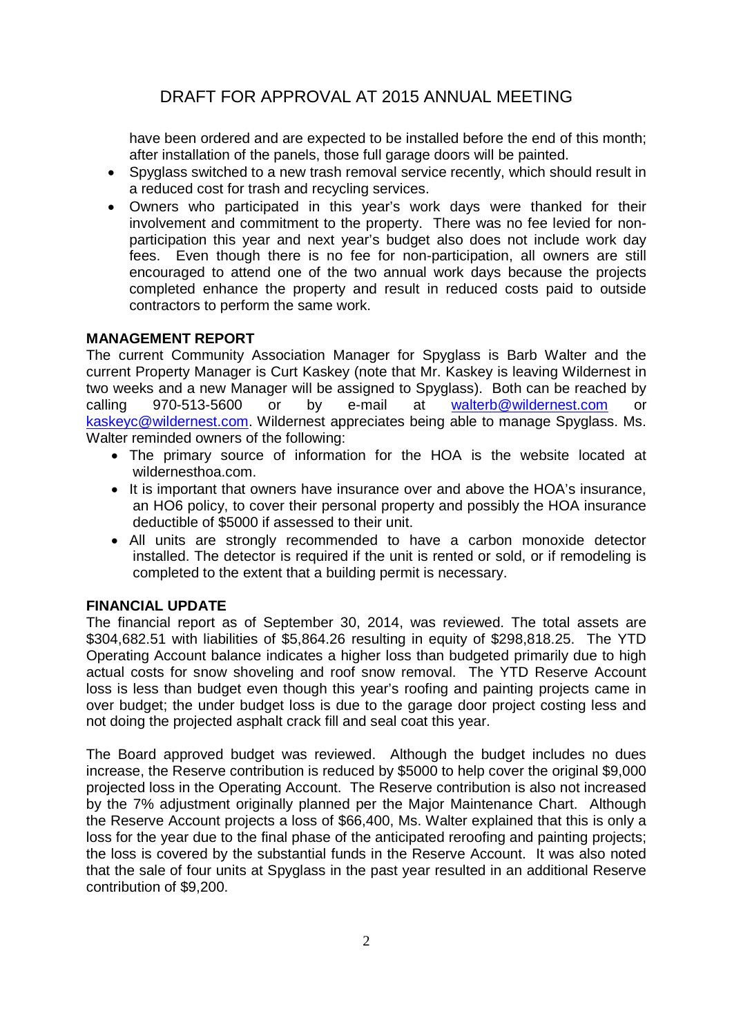have been ordered and are expected to be installed before the end of this month; after installation of the panels, those full garage doors will be painted.

- Spyglass switched to a new trash removal service recently, which should result in a reduced cost for trash and recycling services.
- Owners who participated in this year's work days were thanked for their involvement and commitment to the property. There was no fee levied for non-participation this year and next year's budget also does not include work day fees. Even though there is no fee for non-participation, all owners are still encouraged to attend one of the two annual work days because the projects completed enhance the property and result in reduced costs paid to outside contractors to perform the same work.

**MANAGEMENT REPORT**

The current Community Association Manager for Spyglass is Barb Walter and the current Property Manager is Curt Kaskey (note that Mr. Kaskey is leaving Wildernest in two weeks and a new Manager will be assigned to Spyglass). Both can be reached by calling 970-513-5600 or by e-mail at walterb@wildernest.com or kaskeyc@wildernest.com. Wildernest appreciates being able to manage Spyglass. Ms. Walter reminded owners of the following:

- The primary source of information for the HOA is the website located at wildernesthoa.com.
- It is important that owners have insurance over and above the HOA's insurance, an HO6 policy, to cover their personal property and possibly the HOA insurance deductible of $5000 if assessed to their unit.
- All units are strongly recommended to have a carbon monoxide detector installed. The detector is required if the unit is rented or sold, or if remodeling is completed to the extent that a building permit is necessary.

**FINANCIAL UPDATE**

The financial report as of September 30, 2014, was reviewed. The total assets are $304,682.51 with liabilities of $5,864.26 resulting in equity of $298,818.25. The YTD Operating Account balance indicates a higher loss than budgeted primarily due to high actual costs for snow shoveling and roof snow removal. The YTD Reserve Account loss is less than budget even though this year's roofing and painting projects came in over budget; the under budget loss is due to the garage door project costing less and not doing the projected asphalt crack fill and seal coat this year.

The Board approved budget was reviewed. Although the budget includes no dues increase, the Reserve contribution is reduced by $5000 to help cover the original $9,000 projected loss in the Operating Account. The Reserve contribution is also not increased by the 7% adjustment originally planned per the Major Maintenance Chart. Although the Reserve Account projects a loss of $66,400, Ms. Walter explained that this is only a loss for the year due to the final phase of the anticipated reroofing and painting projects; the loss is covered by the substantial funds in the Reserve Account. It was also noted that the sale of four units at Spyglass in the past year resulted in an additional Reserve contribution of $9,200.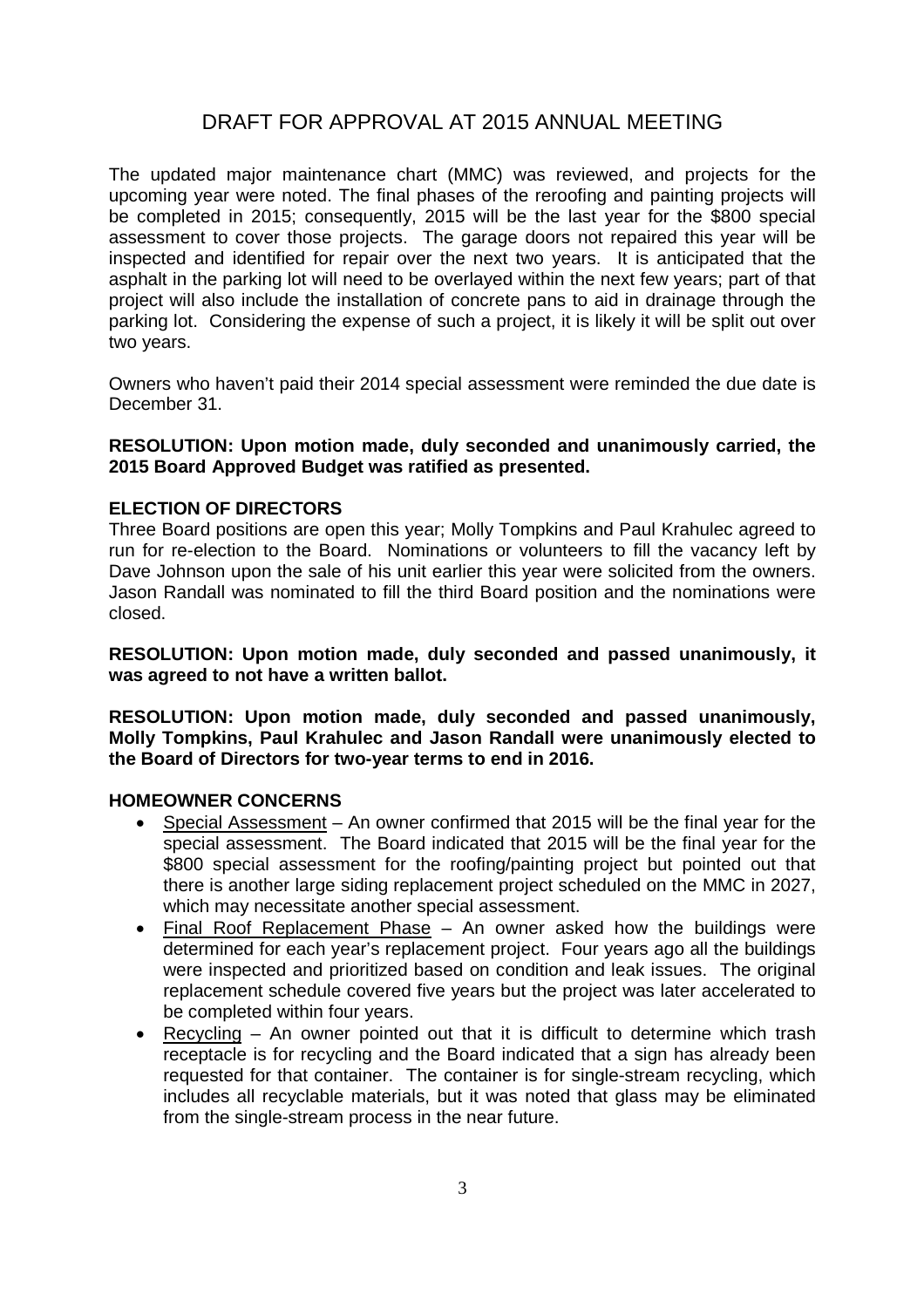DRAFT FOR APPROVAL AT 2015 ANNUAL MEETING

The updated major maintenance chart (MMC) was reviewed, and projects for the upcoming year were noted. The final phases of the reroofing and painting projects will be completed in 2015; consequently, 2015 will be the last year for the $800 special assessment to cover those projects. The garage doors not repaired this year will be inspected and identified for repair over the next two years. It is anticipated that the asphalt in the parking lot will need to be overlayed within the next few years; part of that project will also include the installation of concrete pans to aid in drainage through the parking lot. Considering the expense of such a project, it is likely it will be split out over two years.

Owners who haven't paid their 2014 special assessment were reminded the due date is December 31.

**RESOLUTION: Upon motion made, duly seconded and unanimously carried, the 2015 Board Approved Budget was ratified as presented.**

**ELECTION OF DIRECTORS**

Three Board positions are open this year; Molly Tompkins and Paul Krahulec agreed to run for re-election to the Board. Nominations or volunteers to fill the vacancy left by Dave Johnson upon the sale of his unit earlier this year were solicited from the owners. Jason Randall was nominated to fill the third Board position and the nominations were closed.

**RESOLUTION: Upon motion made, duly seconded and passed unanimously, it was agreed to not have a written ballot.**

**RESOLUTION: Upon motion made, duly seconded and passed unanimously, Molly Tompkins, Paul Krahulec and Jason Randall were unanimously elected to the Board of Directors for two-year terms to end in 2016.**

**HOMEOWNER CONCERNS**

- Special Assessment – An owner confirmed that 2015 will be the final year for the special assessment. The Board indicated that 2015 will be the final year for the $800 special assessment for the roofing/painting project but pointed out that there is another large siding replacement project scheduled on the MMC in 2027, which may necessitate another special assessment.
- Final Roof Replacement Phase – An owner asked how the buildings were determined for each year's replacement project. Four years ago all the buildings were inspected and prioritized based on condition and leak issues. The original replacement schedule covered five years but the project was later accelerated to be completed within four years.
- Recycling – An owner pointed out that it is difficult to determine which trash receptacle is for recycling and the Board indicated that a sign has already been requested for that container. The container is for single-stream recycling, which includes all recyclable materials, but it was noted that glass may be eliminated from the single-stream process in the near future.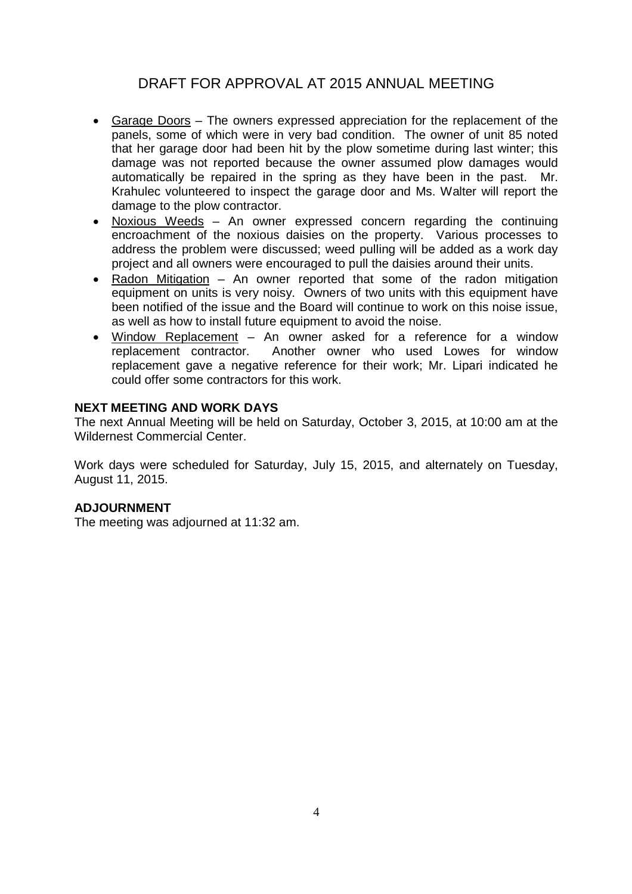- Garage Doors – The owners expressed appreciation for the replacement of the panels, some of which were in very bad condition. The owner of unit 85 noted that her garage door had been hit by the plow sometime during last winter; this damage was not reported because the owner assumed plow damages would automatically be repaired in the spring as they have been in the past. Mr. Krahulec volunteered to inspect the garage door and Ms. Walter will report the damage to the plow contractor.
- Noxious Weeds – An owner expressed concern regarding the continuing encroachment of the noxious daisies on the property. Various processes to address the problem were discussed; weed pulling will be added as a work day project and all owners were encouraged to pull the daisies around their units.
- Radon Mitigation – An owner reported that some of the radon mitigation equipment on units is very noisy. Owners of two units with this equipment have been notified of the issue and the Board will continue to work on this noise issue, as well as how to install future equipment to avoid the noise.
- Window Replacement – An owner asked for a reference for a window replacement contractor. Another owner who used Lowes for window replacement gave a negative reference for their work; Mr. Lipari indicated he could offer some contractors for this work.

**NEXT MEETING AND WORK DAYS**

The next Annual Meeting will be held on Saturday, October 3, 2015, at 10:00 am at the Wildernest Commercial Center.

Work days were scheduled for Saturday, July 15, 2015, and alternately on Tuesday, August 11, 2015.

**ADJOURNMENT**

The meeting was adjourned at 11:32 am.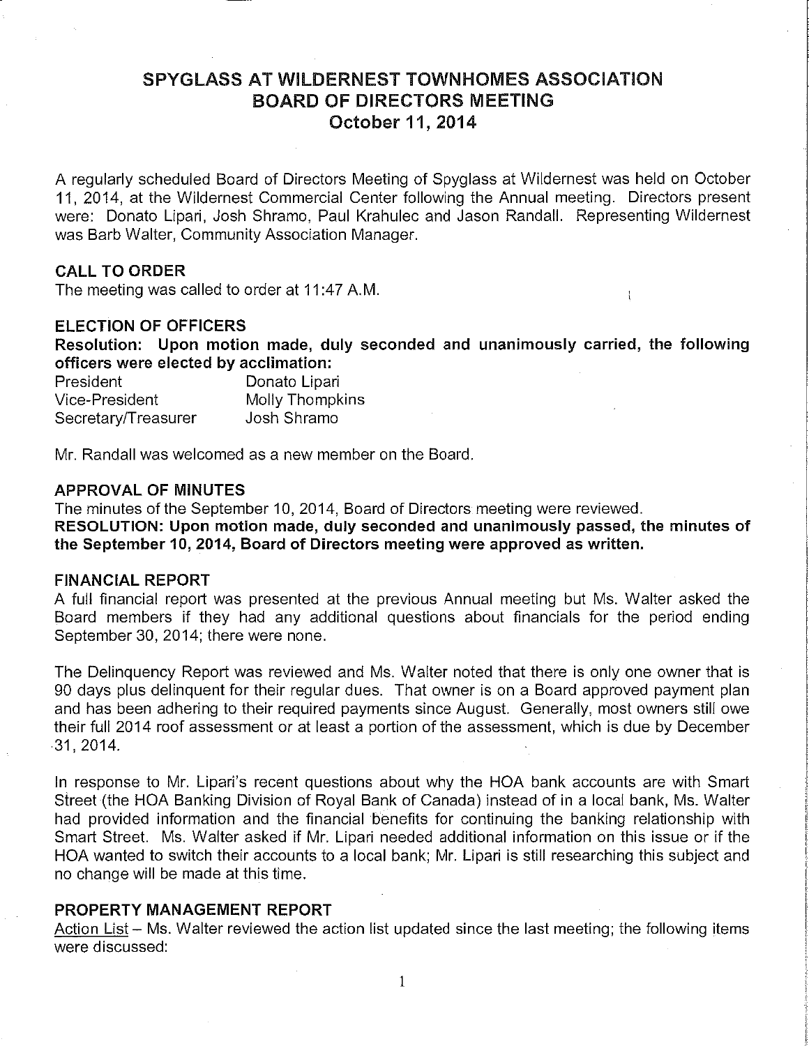# SPYGLASS AT WILDERNEST TOWNHOMES ASSOCIATION
## BOARD OF DIRECTORS MEETING
### October 11, 2014

A regularly scheduled Board of Directors Meeting of Spyglass at Wildernest was held on October 11, 2014, at the Wildernest Commercial Center following the Annual meeting. Directors present were: Donato Lipari, Josh Shramo, Paul Krahulec and Jason Randall. Representing Wildernest was Barb Walter, Community Association Manager.

**CALL TO ORDER**

The meeting was called to order at 11:47 A.M.

**ELECTION OF OFFICERS**

**Resolution: Upon motion made, duly seconded and unanimously carried, the following officers were elected by acclimation:**

| | |
|---|---|
| President | Donato Lipari |
| Vice-President | Molly Thompkins |
| Secretary/Treasurer | Josh Shramo |

Mr. Randall was welcomed as a new member on the Board.

**APPROVAL OF MINUTES**

The minutes of the September 10, 2014, Board of Directors meeting were reviewed.

**RESOLUTION: Upon motion made, duly seconded and unanimously passed, the minutes of the September 10, 2014, Board of Directors meeting were approved as written.**

**FINANCIAL REPORT**

A full financial report was presented at the previous Annual meeting but Ms. Walter asked the Board members if they had any additional questions about financials for the period ending September 30, 2014; there were none.

The Delinquency Report was reviewed and Ms. Walter noted that there is only one owner that is 90 days plus delinquent for their regular dues. That owner is on a Board approved payment plan and has been adhering to their required payments since August. Generally, most owners still owe their full 2014 roof assessment or at least a portion of the assessment, which is due by December 31, 2014.

In response to Mr. Lipari's recent questions about why the HOA bank accounts are with Smart Street (the HOA Banking Division of Royal Bank of Canada) instead of in a local bank, Ms. Walter had provided information and the financial benefits for continuing the banking relationship with Smart Street. Ms. Walter asked if Mr. Lipari needed additional information on this issue or if the HOA wanted to switch their accounts to a local bank; Mr. Lipari is still researching this subject and no change will be made at this time.

**PROPERTY MANAGEMENT REPORT**

Action List – Ms. Walter reviewed the action list updated since the last meeting; the following items were discussed: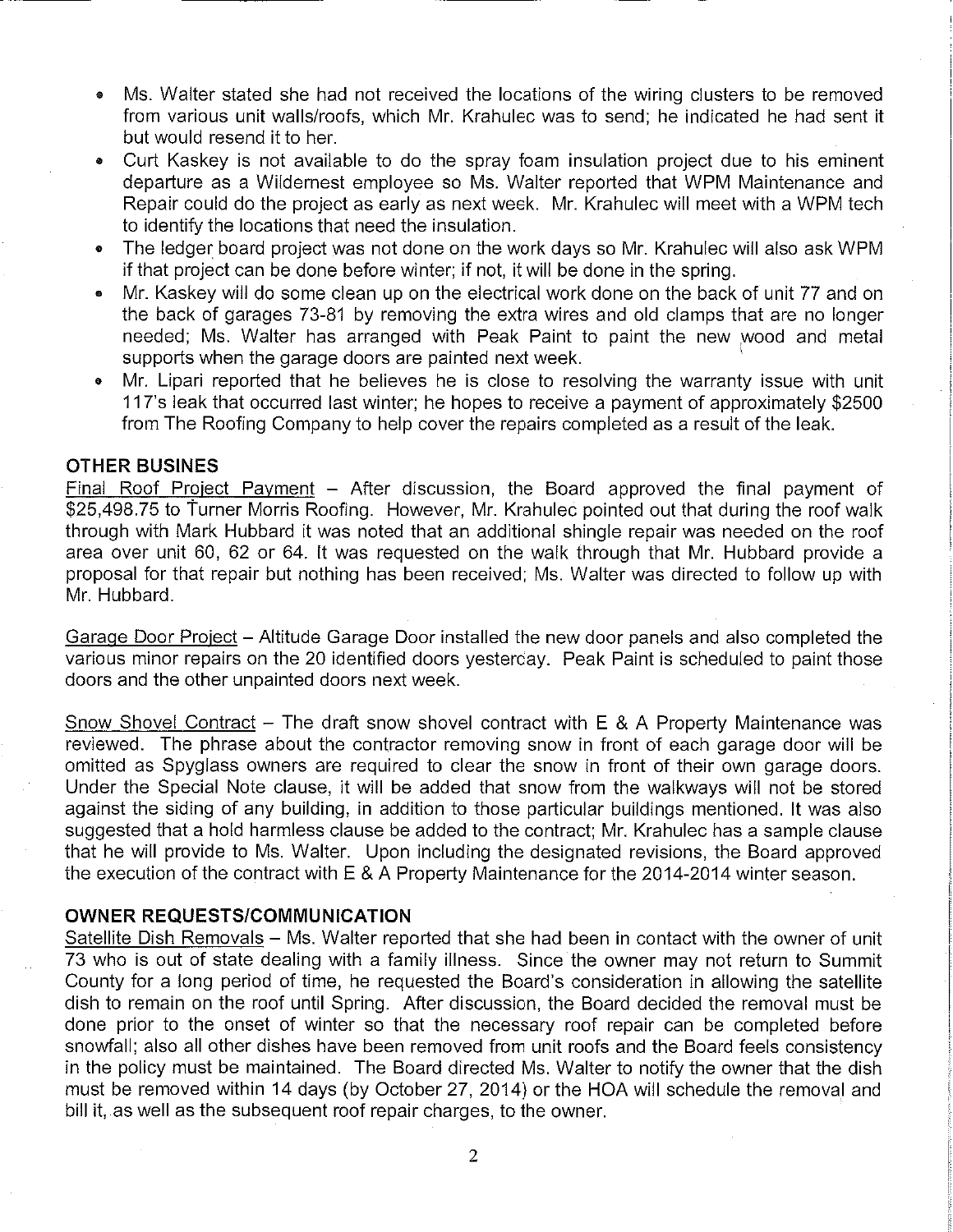- Ms. Walter stated she had not received the locations of the wiring clusters to be removed from various unit walls/roofs, which Mr. Krahulec was to send; he indicated he had sent it but would resend it to her.
- Curt Kaskey is not available to do the spray foam insulation project due to his eminent departure as a Wildernest employee so Ms. Walter reported that WPM Maintenance and Repair could do the project as early as next week. Mr. Krahulec will meet with a WPM tech to identify the locations that need the insulation.
- The ledger board project was not done on the work days so Mr. Krahulec will also ask WPM if that project can be done before winter; if not, it will be done in the spring.
- Mr. Kaskey will do some clean up on the electrical work done on the back of unit 77 and on the back of garages 73-81 by removing the extra wires and old clamps that are no longer needed; Ms. Walter has arranged with Peak Paint to paint the new wood and metal supports when the garage doors are painted next week.
- Mr. Lipari reported that he believes he is close to resolving the warranty issue with unit 117's leak that occurred last winter; he hopes to receive a payment of approximately $2500 from The Roofing Company to help cover the repairs completed as a result of the leak.

**OTHER BUSINES**

Final Roof Project Payment – After discussion, the Board approved the final payment of $25,498.75 to Turner Morris Roofing. However, Mr. Krahulec pointed out that during the roof walk through with Mark Hubbard it was noted that an additional shingle repair was needed on the roof area over unit 60, 62 or 64. It was requested on the walk through that Mr. Hubbard provide a proposal for that repair but nothing has been received; Ms. Walter was directed to follow up with Mr. Hubbard.

Garage Door Project – Altitude Garage Door installed the new door panels and also completed the various minor repairs on the 20 identified doors yesterday. Peak Paint is scheduled to paint those doors and the other unpainted doors next week.

Snow Shovel Contract – The draft snow shovel contract with E & A Property Maintenance was reviewed. The phrase about the contractor removing snow in front of each garage door will be omitted as Spyglass owners are required to clear the snow in front of their own garage doors. Under the Special Note clause, it will be added that snow from the walkways will not be stored against the siding of any building, in addition to those particular buildings mentioned. It was also suggested that a hold harmless clause be added to the contract; Mr. Krahulec has a sample clause that he will provide to Ms. Walter. Upon including the designated revisions, the Board approved the execution of the contract with E & A Property Maintenance for the 2014-2014 winter season.

**OWNER REQUESTS/COMMUNICATION**

Satellite Dish Removals – Ms. Walter reported that she had been in contact with the owner of unit 73 who is out of state dealing with a family illness. Since the owner may not return to Summit County for a long period of time, he requested the Board's consideration in allowing the satellite dish to remain on the roof until Spring. After discussion, the Board decided the removal must be done prior to the onset of winter so that the necessary roof repair can be completed before snowfall; also all other dishes have been removed from unit roofs and the Board feels consistency in the policy must be maintained. The Board directed Ms. Walter to notify the owner that the dish must be removed within 14 days (by October 27, 2014) or the HOA will schedule the removal and bill it, as well as the subsequent roof repair charges, to the owner.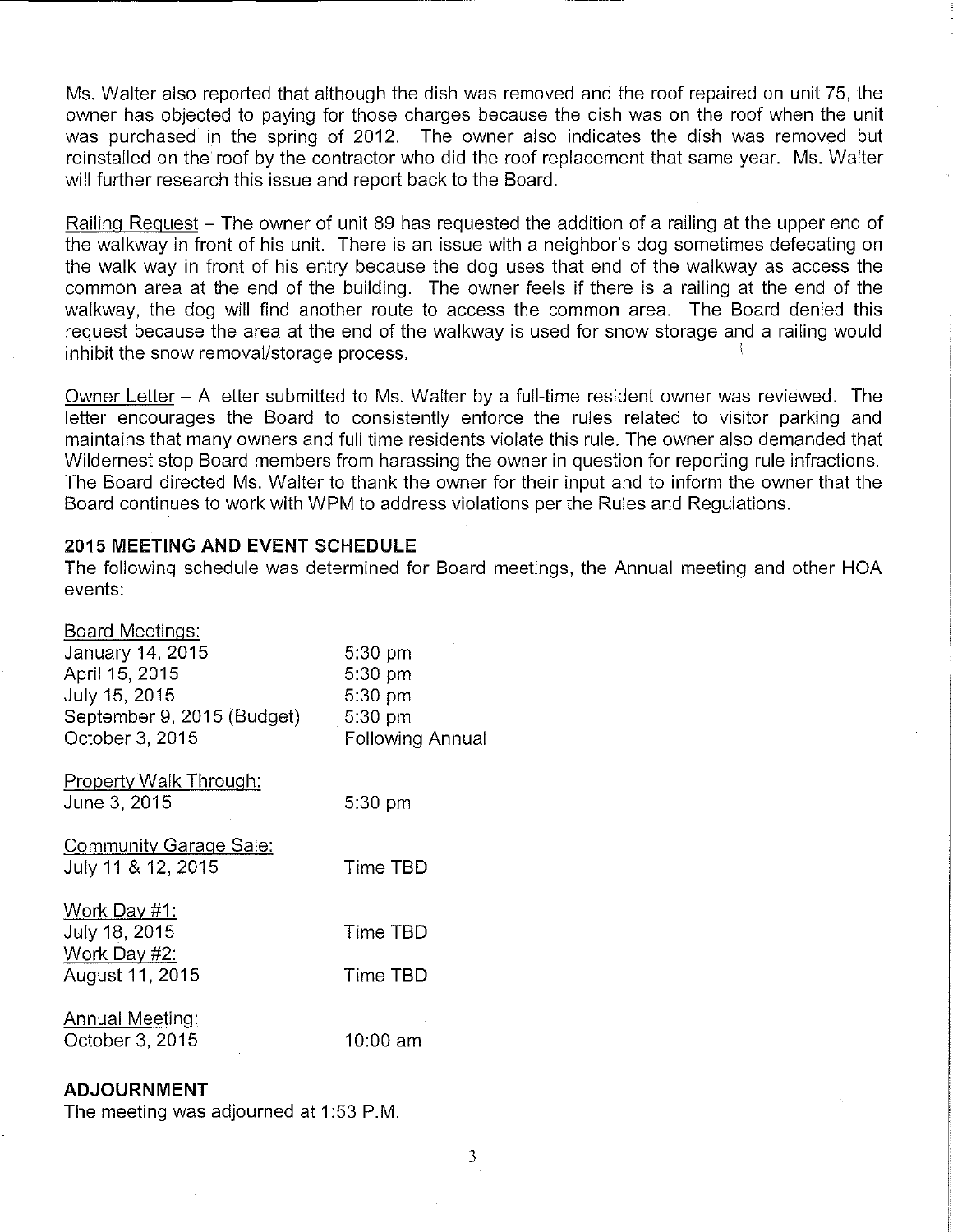Ms. Walter also reported that although the dish was removed and the roof repaired on unit 75, the owner has objected to paying for those charges because the dish was on the roof when the unit was purchased in the spring of 2012. The owner also indicates the dish was removed but reinstalled on the roof by the contractor who did the roof replacement that same year. Ms. Walter will further research this issue and report back to the Board.

Railing Request – The owner of unit 89 has requested the addition of a railing at the upper end of the walkway in front of his unit. There is an issue with a neighbor's dog sometimes defecating on the walk way in front of his entry because the dog uses that end of the walkway as access the common area at the end of the building. The owner feels if there is a railing at the end of the walkway, the dog will find another route to access the common area. The Board denied this request because the area at the end of the walkway is used for snow storage and a railing would inhibit the snow removal/storage process.

Owner Letter – A letter submitted to Ms. Walter by a full-time resident owner was reviewed. The letter encourages the Board to consistently enforce the rules related to visitor parking and maintains that many owners and full time residents violate this rule. The owner also demanded that Wildernest stop Board members from harassing the owner in question for reporting rule infractions. The Board directed Ms. Walter to thank the owner for their input and to inform the owner that the Board continues to work with WPM to address violations per the Rules and Regulations.

## 2015 MEETING AND EVENT SCHEDULE

The following schedule was determined for Board meetings, the Annual meeting and other HOA events:

| | |
|---|---|
| Board Meetings: | |
| January 14, 2015 | 5:30 pm |
| April 15, 2015 | 5:30 pm |
| July 15, 2015 | 5:30 pm |
| September 9, 2015 (Budget) | 5:30 pm |
| October 3, 2015 | Following Annual |
| Property Walk Through: | |
| June 3, 2015 | 5:30 pm |
| Community Garage Sale: | |
| July 11 & 12, 2015 | Time TBD |
| Work Day #1: | |
| July 18, 2015 | Time TBD |
| Work Day #2: | |
| August 11, 2015 | Time TBD |
| Annual Meeting: | |
| October 3, 2015 | 10:00 am |

## ADJOURNMENT

The meeting was adjourned at 1:53 P.M.